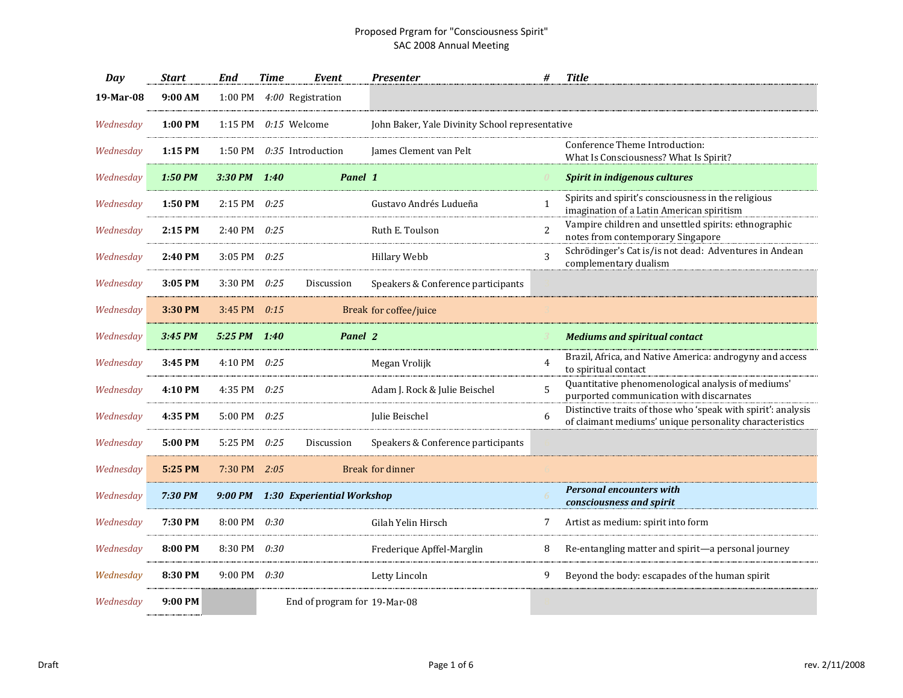Proposed Prgram for "Consciousness Spirit"
SAC 2008 Annual Meeting

| Day | Start | End | Time | Event | Presenter | # | Title |
|---|---|---|---|---|---|---|---|
| **19-Mar-08** | **9:00 AM** | 1:00 PM | *4:00* | Registration | | | |
| *Wednesday* | **1:00 PM** | 1:15 PM | *0:15* | Welcome | John Baker, Yale Divinity School representative | | |
| *Wednesday* | **1:15 PM** | 1:50 PM | *0:35* | Introduction | James Clement van Pelt | | Conference Theme Introduction: What Is Consciousness? What Is Spirit? |
| *Wednesday* | ***1:50 PM*** | ***3:30 PM*** | ***1:40*** | ***Panel*** | ***1*** | *0* | ***Spirit in indigenous cultures*** |
| *Wednesday* | **1:50 PM** | 2:15 PM | *0:25* | | Gustavo Andrés Ludueña | 1 | Spirits and spirit's consciousness in the religious imagination of a Latin American spiritism |
| *Wednesday* | **2:15 PM** | 2:40 PM | *0:25* | | Ruth E. Toulson | 2 | Vampire children and unsettled spirits: ethnographic notes from contemporary Singapore |
| *Wednesday* | **2:40 PM** | 3:05 PM | *0:25* | | Hillary Webb | 3 | Schrödinger's Cat is/is not dead: Adventures in Andean complementary dualism |
| *Wednesday* | **3:05 PM** | 3:30 PM | *0:25* | Discussion | Speakers & Conference participants | | |
| *Wednesday* | **3:30 PM** | 3:45 PM | *0:15* | Break | for coffee/juice | 3 | |
| *Wednesday* | ***3:45 PM*** | ***5:25 PM*** | ***1:40*** | ***Panel*** | ***2*** | *3* | ***Mediums and spiritual contact*** |
| *Wednesday* | **3:45 PM** | 4:10 PM | *0:25* | | Megan Vrolijk | 4 | Brazil, Africa, and Native America: androgyny and access to spiritual contact |
| *Wednesday* | **4:10 PM** | 4:35 PM | *0:25* | | Adam J. Rock & Julie Beischel | 5 | Quantitative phenomenological analysis of mediums' purported communication with discarnates |
| *Wednesday* | **4:35 PM** | 5:00 PM | *0:25* | | Julie Beischel | 6 | Distinctive traits of those who 'speak with spirit': analysis of claimant mediums' unique personality characteristics |
| *Wednesday* | **5:00 PM** | 5:25 PM | *0:25* | Discussion | Speakers & Conference participants | 6 | |
| *Wednesday* | **5:25 PM** | 7:30 PM | *2:05* | Break | for dinner | 6 | |
| *Wednesday* | ***7:30 PM*** | ***9:00 PM*** | ***1:30*** | ***Experiential Workshop*** | | *6* | ***Personal encounters with consciousness and spirit*** |
| *Wednesday* | **7:30 PM** | 8:00 PM | *0:30* | | Gilah Yelin Hirsch | 7 | Artist as medium: spirit into form |
| *Wednesday* | **8:00 PM** | 8:30 PM | *0:30* | | Frederique Apffel-Marglin | 8 | Re-entangling matter and spirit—a personal journey |
| *Wednesday* | **8:30 PM** | 9:00 PM | *0:30* | | Letty Lincoln | 9 | Beyond the body: escapades of the human spirit |
| *Wednesday* | **9:00 PM** | | | End of program for | 19-Mar-08 | 9 | |

Draft

rev. 2/11/2008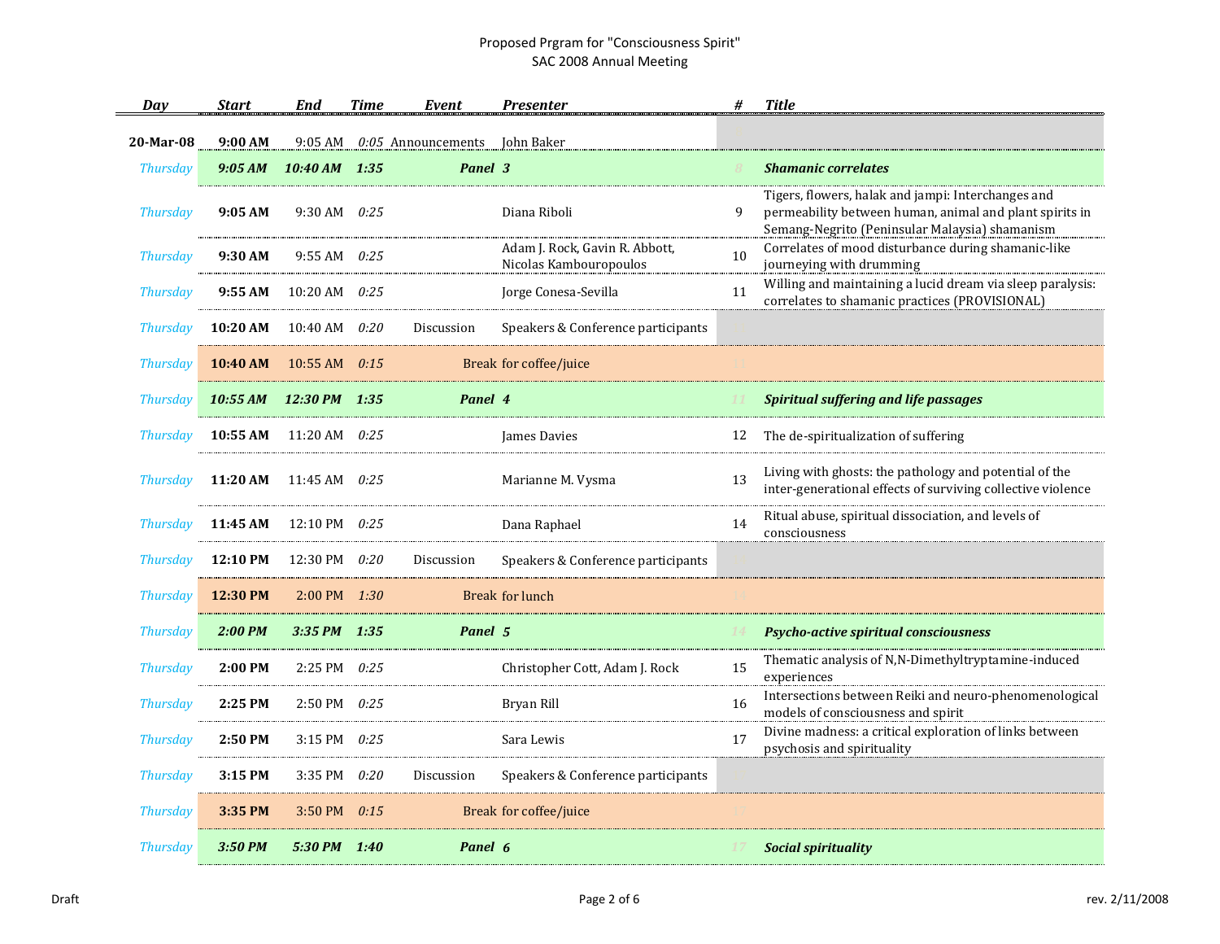Proposed Prgram for "Consciousness Spirit"
SAC 2008 Annual Meeting

| Day | Start | End | Time | Event | Presenter | # | Title |
|---|---|---|---|---|---|---|---|
| 20-Mar-08 | 9:00 AM | 9:05 AM | 0:05 | Announcements | John Baker | 7 | |
| Thursday | 9:05 AM | 10:40 AM | 1:35 | Panel | 3 | 8 | Shamanic correlates |
| Thursday | 9:05 AM | 9:30 AM | 0:25 | | Diana Riboli | 9 | Tigers, flowers, halak and jampi: Interchanges and permeability between human, animal and plant spirits in Semang-Negrito (Peninsular Malaysia) shamanism |
| Thursday | 9:30 AM | 9:55 AM | 0:25 | | Adam J. Rock, Gavin R. Abbott, Nicolas Kambouropoulos | 10 | Correlates of mood disturbance during shamanic-like journeying with drumming |
| Thursday | 9:55 AM | 10:20 AM | 0:25 | | Jorge Conesa-Sevilla | 11 | Willing and maintaining a lucid dream via sleep paralysis: correlates to shamanic practices (PROVISIONAL) |
| Thursday | 10:20 AM | 10:40 AM | 0:20 | Discussion | Speakers & Conference participants | 11 | |
| Thursday | 10:40 AM | 10:55 AM | 0:15 | Break | for coffee/juice | 11 | |
| Thursday | 10:55 AM | 12:30 PM | 1:35 | Panel | 4 | 11 | Spiritual suffering and life passages |
| Thursday | 10:55 AM | 11:20 AM | 0:25 | | James Davies | 12 | The de-spiritualization of suffering |
| Thursday | 11:20 AM | 11:45 AM | 0:25 | | Marianne M. Vysma | 13 | Living with ghosts: the pathology and potential of the inter-generational effects of surviving collective violence |
| Thursday | 11:45 AM | 12:10 PM | 0:25 | | Dana Raphael | 14 | Ritual abuse, spiritual dissociation, and levels of consciousness |
| Thursday | 12:10 PM | 12:30 PM | 0:20 | Discussion | Speakers & Conference participants | 14 | |
| Thursday | 12:30 PM | 2:00 PM | 1:30 | Break | for lunch | 14 | |
| Thursday | 2:00 PM | 3:35 PM | 1:35 | Panel | 5 | 14 | Psycho-active spiritual consciousness |
| Thursday | 2:00 PM | 2:25 PM | 0:25 | | Christopher Cott, Adam J. Rock | 15 | Thematic analysis of N,N-Dimethyltryptamine-induced experiences |
| Thursday | 2:25 PM | 2:50 PM | 0:25 | | Bryan Rill | 16 | Intersections between Reiki and neuro-phenomenological models of consciousness and spirit |
| Thursday | 2:50 PM | 3:15 PM | 0:25 | | Sara Lewis | 17 | Divine madness: a critical exploration of links between psychosis and spirituality |
| Thursday | 3:15 PM | 3:35 PM | 0:20 | Discussion | Speakers & Conference participants | 17 | |
| Thursday | 3:35 PM | 3:50 PM | 0:15 | Break | for coffee/juice | 17 | |
| Thursday | 3:50 PM | 5:30 PM | 1:40 | Panel | 6 | 17 | Social spirituality |

Draft rev. 2/11/2008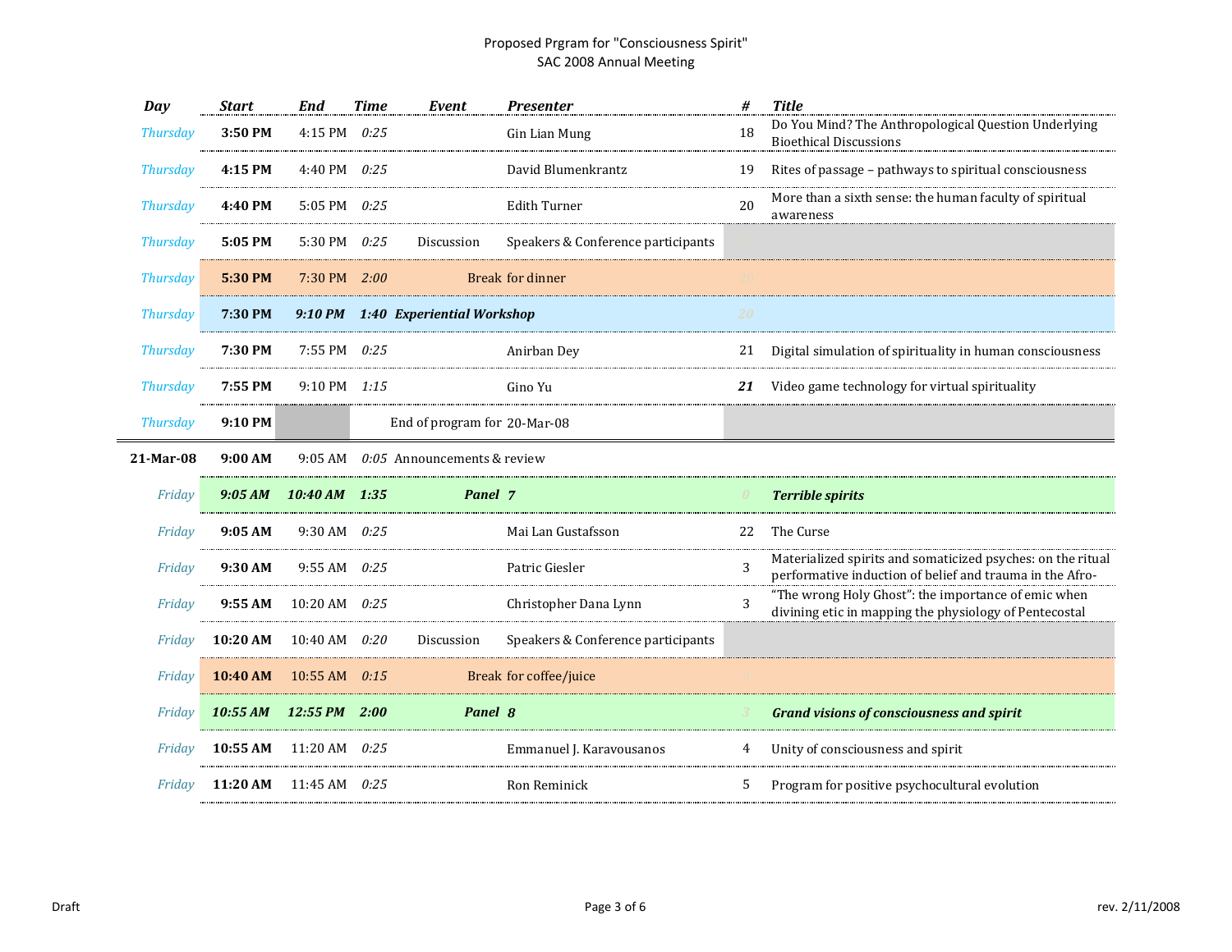Proposed Prgram for "Consciousness Spirit"
SAC 2008 Annual Meeting

| Day | Start | End | Time | Event | Presenter | # | Title |
|---|---|---|---|---|---|---|---|
| Thursday | **3:50 PM** | 4:15 PM | *0:25* | | Gin Lian Mung | 18 | Do You Mind? The Anthropological Question Underlying Bioethical Discussions |
| Thursday | **4:15 PM** | 4:40 PM | *0:25* | | David Blumenkrantz | 19 | Rites of passage – pathways to spiritual consciousness |
| Thursday | **4:40 PM** | 5:05 PM | *0:25* | | Edith Turner | 20 | More than a sixth sense: the human faculty of spiritual awareness |
| Thursday | **5:05 PM** | 5:30 PM | *0:25* | Discussion | Speakers & Conference participants | | |
| Thursday | **5:30 PM** | 7:30 PM | *2:00* | Break | for dinner | | |
| Thursday | **7:30 PM** | ***9:10 PM*** | ***1:40*** | ***Experiential Workshop*** | | | |
| Thursday | **7:30 PM** | 7:55 PM | *0:25* | | Anirban Dey | 21 | Digital simulation of spirituality in human consciousness |
| Thursday | **7:55 PM** | 9:10 PM | *1:15* | | Gino Yu | ***21*** | Video game technology for virtual spirituality |
| Thursday | **9:10 PM** | | | End of program for | 20-Mar-08 | | |
| **21-Mar-08** | **9:00 AM** | 9:05 AM | *0:05* | Announcements & review | | | |
| Friday | ***9:05 AM*** | ***10:40 AM*** | ***1:35*** | ***Panel*** | ***7*** | | ***Terrible spirits*** |
| Friday | **9:05 AM** | 9:30 AM | *0:25* | | Mai Lan Gustafsson | 22 | The Curse |
| Friday | **9:30 AM** | 9:55 AM | *0:25* | | Patric Giesler | 3 | Materialized spirits and somaticized psyches: on the ritual performative induction of belief and trauma in the Afro- |
| Friday | **9:55 AM** | 10:20 AM | *0:25* | | Christopher Dana Lynn | 3 | "The wrong Holy Ghost": the importance of emic when divining etic in mapping the physiology of Pentecostal |
| Friday | **10:20 AM** | 10:40 AM | *0:20* | Discussion | Speakers & Conference participants | | |
| Friday | **10:40 AM** | 10:55 AM | *0:15* | Break | for coffee/juice | | |
| Friday | ***10:55 AM*** | ***12:55 PM*** | ***2:00*** | ***Panel*** | ***8*** | | ***Grand visions of consciousness and spirit*** |
| Friday | **10:55 AM** | 11:20 AM | *0:25* | | Emmanuel J. Karavousanos | 4 | Unity of consciousness and spirit |
| Friday | **11:20 AM** | 11:45 AM | *0:25* | | Ron Reminick | 5 | Program for positive psychocultural evolution |

Draft | rev. 2/11/2008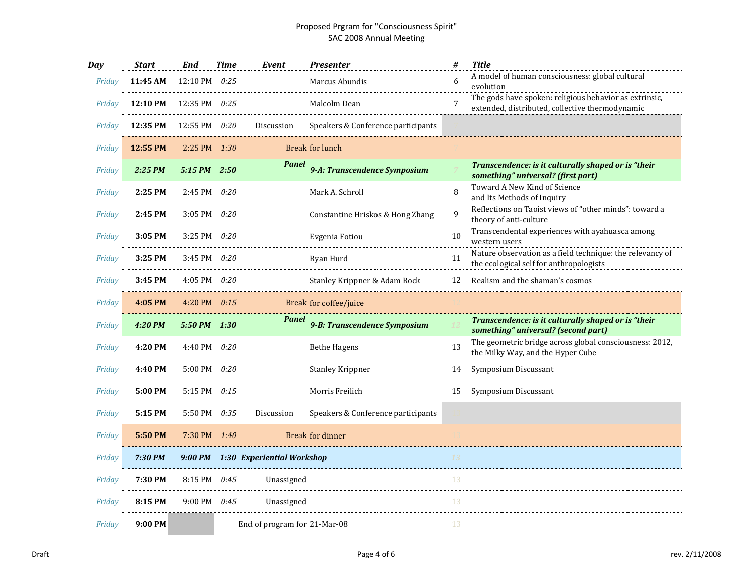Proposed Prgram for "Consciousness Spirit"
SAC 2008 Annual Meeting

| Day | Start | End | Time | Event | Presenter | # | Title |
|---|---|---|---|---|---|---|---|
| Friday | **11:45 AM** | 12:10 PM | *0:25* | | Marcus Abundis | 6 | A model of human consciousness: global cultural evolution |
| Friday | **12:10 PM** | 12:35 PM | *0:25* | | Malcolm Dean | 7 | The gods have spoken: religious behavior as extrinsic, extended, distributed, collective thermodynamic |
| Friday | **12:35 PM** | 12:55 PM | *0:20* | Discussion | Speakers & Conference participants | | |
| Friday | **12:55 PM** | 2:25 PM | *1:30* | Break | for lunch | 7 | |
| Friday | ***2:25 PM*** | ***5:15 PM*** | ***2:50*** | ***Panel*** | ***9-A: Transcendence Symposium*** | 7 | ***Transcendence: is it culturally shaped or is "their something" universal? (first part)*** |
| Friday | **2:25 PM** | 2:45 PM | *0:20* | | Mark A. Schroll | 8 | Toward A New Kind of Science and Its Methods of Inquiry |
| Friday | **2:45 PM** | 3:05 PM | *0:20* | | Constantine Hriskos & Hong Zhang | 9 | Reflections on Taoist views of "other minds": toward a theory of anti-culture |
| Friday | **3:05 PM** | 3:25 PM | *0:20* | | Evgenia Fotiou | 10 | Transcendental experiences with ayahuasca among western users |
| Friday | **3:25 PM** | 3:45 PM | *0:20* | | Ryan Hurd | 11 | Nature observation as a field technique: the relevancy of the ecological self for anthropologists |
| Friday | **3:45 PM** | 4:05 PM | *0:20* | | Stanley Krippner & Adam Rock | 12 | Realism and the shaman's cosmos |
| Friday | **4:05 PM** | 4:20 PM | *0:15* | Break | for coffee/juice | 12 | |
| Friday | ***4:20 PM*** | ***5:50 PM*** | ***1:30*** | ***Panel*** | ***9-B: Transcendence Symposium*** | 12 | ***Transcendence: is it culturally shaped or is "their something" universal? (second part)*** |
| Friday | **4:20 PM** | 4:40 PM | *0:20* | | Bethe Hagens | 13 | The geometric bridge across global consciousness: 2012, the Milky Way, and the Hyper Cube |
| Friday | **4:40 PM** | 5:00 PM | *0:20* | | Stanley Krippner | 14 | Symposium Discussant |
| Friday | **5:00 PM** | 5:15 PM | *0:15* | | Morris Freilich | 15 | Symposium Discussant |
| Friday | **5:15 PM** | 5:50 PM | *0:35* | Discussion | Speakers & Conference participants | 15 | |
| Friday | **5:50 PM** | 7:30 PM | *1:40* | Break | for dinner | 15 | |
| Friday | ***7:30 PM*** | ***9:00 PM*** | ***1:30*** | ***Experiential Workshop*** | | ***13*** | |
| Friday | **7:30 PM** | 8:15 PM | *0:45* | Unassigned | | 13 | |
| Friday | **8:15 PM** | 9:00 PM | *0:45* | Unassigned | | 13 | |
| Friday | **9:00 PM** | | | End of program for | 21-Mar-08 | 13 | |

Draft | rev. 2/11/2008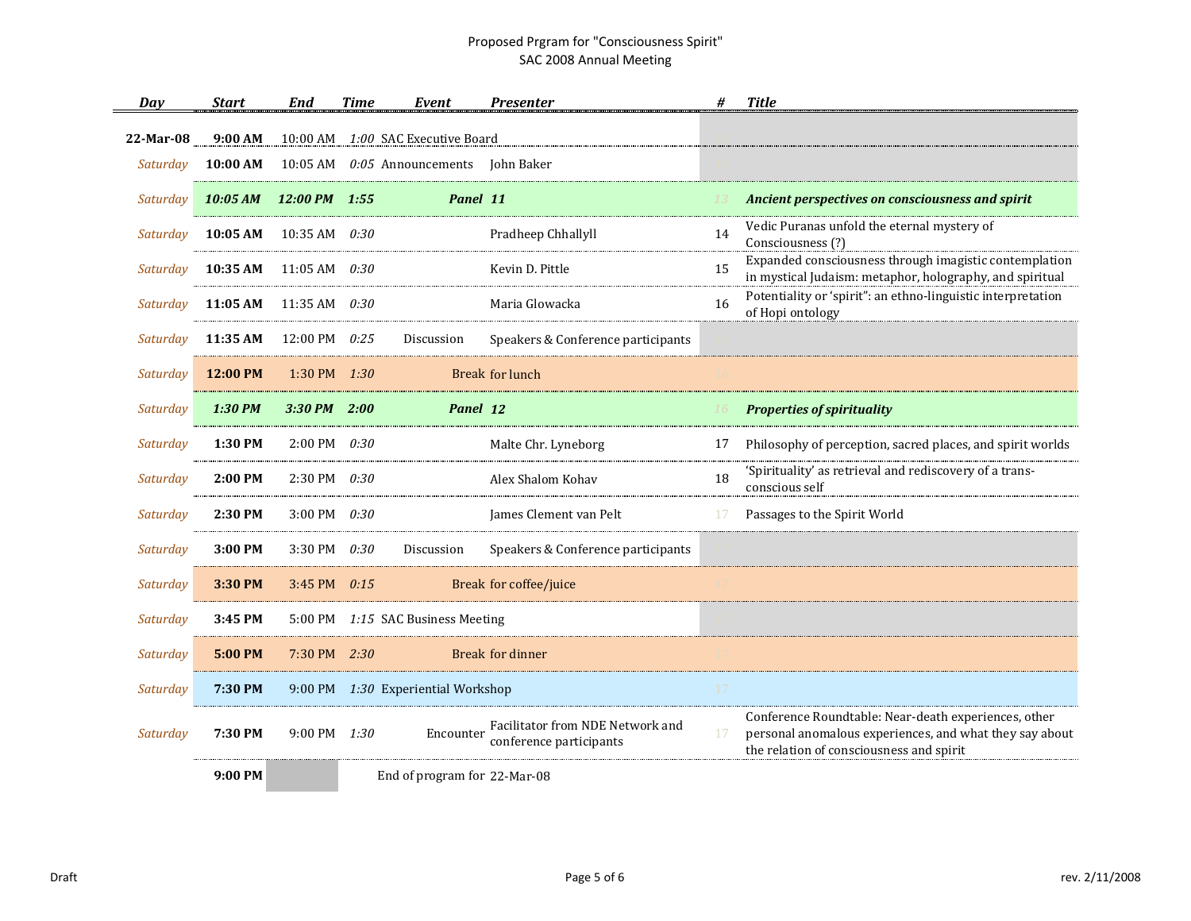Proposed Prgram for "Consciousness Spirit"
SAC 2008 Annual Meeting

| Day | Start | End | Time | Event | Presenter | # | Title |
|---|---|---|---|---|---|---|---|
| 22-Mar-08 | **9:00 AM** | 10:00 AM | *1:00* | SAC Executive Board | | | |
| *Saturday* | **10:00 AM** | 10:05 AM | *0:05* | Announcements | John Baker | | |
| *Saturday* | ***10:05 AM*** | ***12:00 PM*** | ***1:55*** | ***Panel*** | ***11*** | *13* | ***Ancient perspectives on consciousness and spirit*** |
| *Saturday* | **10:05 AM** | 10:35 AM | *0:30* | | Pradheep Chhallyll | 14 | Vedic Puranas unfold the eternal mystery of Consciousness (?) |
| *Saturday* | **10:35 AM** | 11:05 AM | *0:30* | | Kevin D. Pittle | 15 | Expanded consciousness through imagistic contemplation in mystical Judaism: metaphor, holography, and spiritual |
| *Saturday* | **11:05 AM** | 11:35 AM | *0:30* | | Maria Glowacka | 16 | Potentiality or 'spirit": an ethno-linguistic interpretation of Hopi ontology |
| *Saturday* | **11:35 AM** | 12:00 PM | *0:25* | Discussion | Speakers & Conference participants | | |
| *Saturday* | **12:00 PM** | 1:30 PM | *1:30* | Break | for lunch | *16* | |
| *Saturday* | ***1:30 PM*** | ***3:30 PM*** | ***2:00*** | ***Panel*** | ***12*** | *16* | ***Properties of spirituality*** |
| *Saturday* | **1:30 PM** | 2:00 PM | *0:30* | | Malte Chr. Lyneborg | 17 | Philosophy of perception, sacred places, and spirit worlds |
| *Saturday* | **2:00 PM** | 2:30 PM | *0:30* | | Alex Shalom Kohav | 18 | 'Spirituality' as retrieval and rediscovery of a trans-conscious self |
| *Saturday* | **2:30 PM** | 3:00 PM | *0:30* | | James Clement van Pelt | *17* | Passages to the Spirit World |
| *Saturday* | **3:00 PM** | 3:30 PM | *0:30* | Discussion | Speakers & Conference participants | | |
| *Saturday* | **3:30 PM** | 3:45 PM | *0:15* | Break | for coffee/juice | | |
| *Saturday* | **3:45 PM** | 5:00 PM | *1:15* | SAC Business Meeting | | | |
| *Saturday* | **5:00 PM** | 7:30 PM | *2:30* | Break | for dinner | | |
| *Saturday* | **7:30 PM** | 9:00 PM | *1:30* | Experiential Workshop | | *17* | |
| *Saturday* | **7:30 PM** | 9:00 PM | *1:30* | Encounter | Facilitator from NDE Network and conference participants | *17* | Conference Roundtable: Near-death experiences, other personal anomalous experiences, and what they say about the relation of consciousness and spirit |
| | **9:00 PM** | | | End of program for | 22-Mar-08 | | |

Draft

rev. 2/11/2008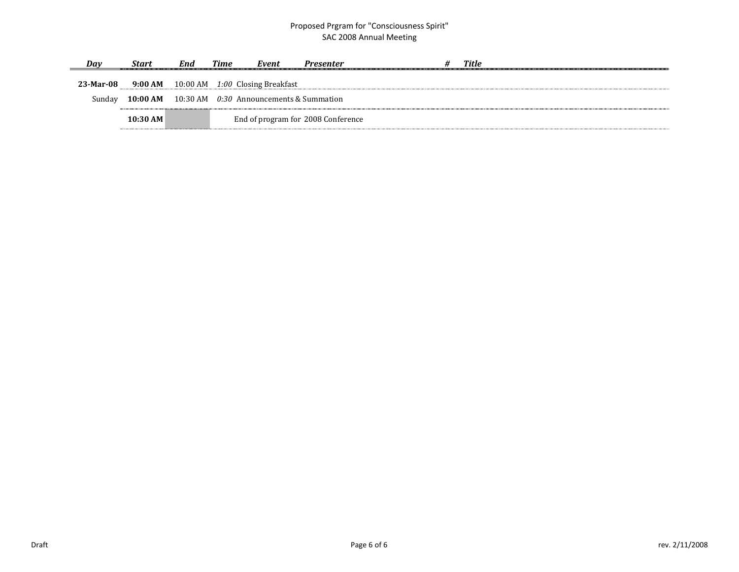Proposed Prgram for "Consciousness Spirit"
SAC 2008 Annual Meeting

| ***Day*** | ***Start*** | ***End*** | ***Time*** | ***Event*** | ***Presenter*** | ***#*** | ***Title*** |
|---|---|---|---|---|---|---|---|
| **23-Mar-08** | **9:00 AM** | 10:00 AM | *1:00* | Closing Breakfast | | | |
| Sunday | **10:00 AM** | 10:30 AM | *0:30* | Announcements & Summation | | | |
| | **10:30 AM** | | | End of program for 2008 Conference | | | |

Draft

rev. 2/11/2008